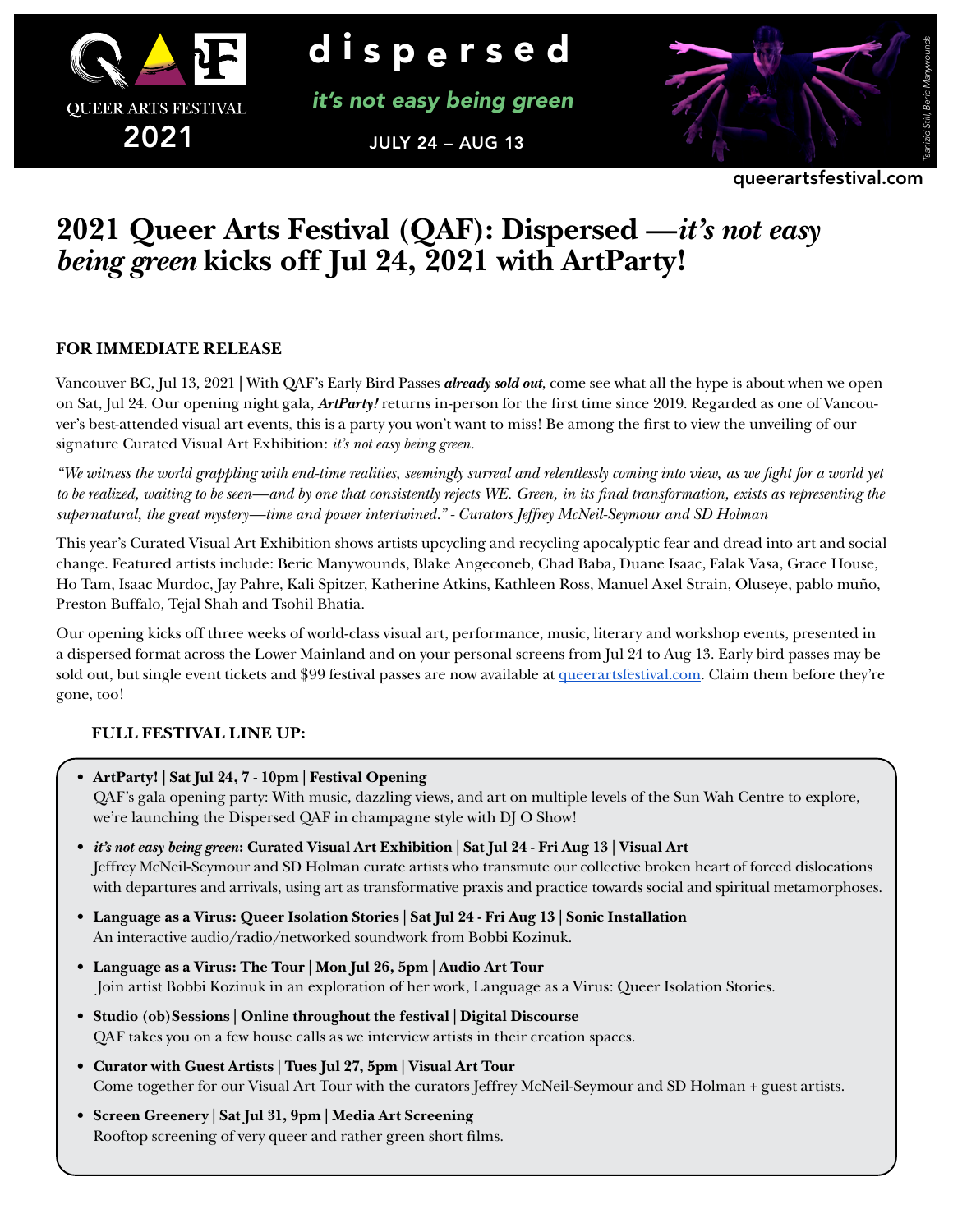QUEER ARTS FESTIVAL
2021

dispersed

*it's not easy being green*

JULY 24 – AUG 13

*Tsanizid Still, Beric Manywounds*

queerartsfestival.com

# 2021 Queer Arts Festival (QAF): Dispersed —*it's not easy being green* kicks off Jul 24, 2021 with ArtParty!

**FOR IMMEDIATE RELEASE**

Vancouver BC, Jul 13, 2021 | With QAF's Early Bird Passes ***already sold out***, come see what all the hype is about when we open on Sat, Jul 24. Our opening night gala, ***ArtParty!*** returns in-person for the first time since 2019. Regarded as one of Vancouver's best-attended visual art events, this is a party you won't want to miss! Be among the first to view the unveiling of our signature Curated Visual Art Exhibition: *it's not easy being green.*

*"We witness the world grappling with end-time realities, seemingly surreal and relentlessly coming into view, as we fight for a world yet to be realized, waiting to be seen—and by one that consistently rejects WE. Green, in its final transformation, exists as representing the supernatural, the great mystery—time and power intertwined." - Curators Jeffrey McNeil-Seymour and SD Holman*

This year's Curated Visual Art Exhibition shows artists upcycling and recycling apocalyptic fear and dread into art and social change. Featured artists include: Beric Manywounds, Blake Angeconeb, Chad Baba, Duane Isaac, Falak Vasa, Grace House, Ho Tam, Isaac Murdoc, Jay Pahre, Kali Spitzer, Katherine Atkins, Kathleen Ross, Manuel Axel Strain, Oluseye, pablo muño, Preston Buffalo, Tejal Shah and Tsohil Bhatia.

Our opening kicks off three weeks of world-class visual art, performance, music, literary and workshop events, presented in a dispersed format across the Lower Mainland and on your personal screens from Jul 24 to Aug 13. Early bird passes may be sold out, but single event tickets and $99 festival passes are now available at queerartsfestival.com. Claim them before they're gone, too!

**FULL FESTIVAL LINE UP:**

- **ArtParty! | Sat Jul 24, 7 - 10pm | Festival Opening**
  QAF's gala opening party: With music, dazzling views, and art on multiple levels of the Sun Wah Centre to explore, we're launching the Dispersed QAF in champagne style with DJ O Show!
- ***it's not easy being green*: Curated Visual Art Exhibition | Sat Jul 24 - Fri Aug 13 | Visual Art**
  Jeffrey McNeil-Seymour and SD Holman curate artists who transmute our collective broken heart of forced dislocations with departures and arrivals, using art as transformative praxis and practice towards social and spiritual metamorphoses.
- **Language as a Virus: Queer Isolation Stories | Sat Jul 24 - Fri Aug 13 | Sonic Installation**
  An interactive audio/radio/networked soundwork from Bobbi Kozinuk.
- **Language as a Virus: The Tour | Mon Jul 26, 5pm | Audio Art Tour**
  Join artist Bobbi Kozinuk in an exploration of her work, Language as a Virus: Queer Isolation Stories.
- **Studio (ob)Sessions | Online throughout the festival | Digital Discourse**
  QAF takes you on a few house calls as we interview artists in their creation spaces.
- **Curator with Guest Artists | Tues Jul 27, 5pm | Visual Art Tour**
  Come together for our Visual Art Tour with the curators Jeffrey McNeil-Seymour and SD Holman + guest artists.
- **Screen Greenery | Sat Jul 31, 9pm | Media Art Screening**
  Rooftop screening of very queer and rather green short films.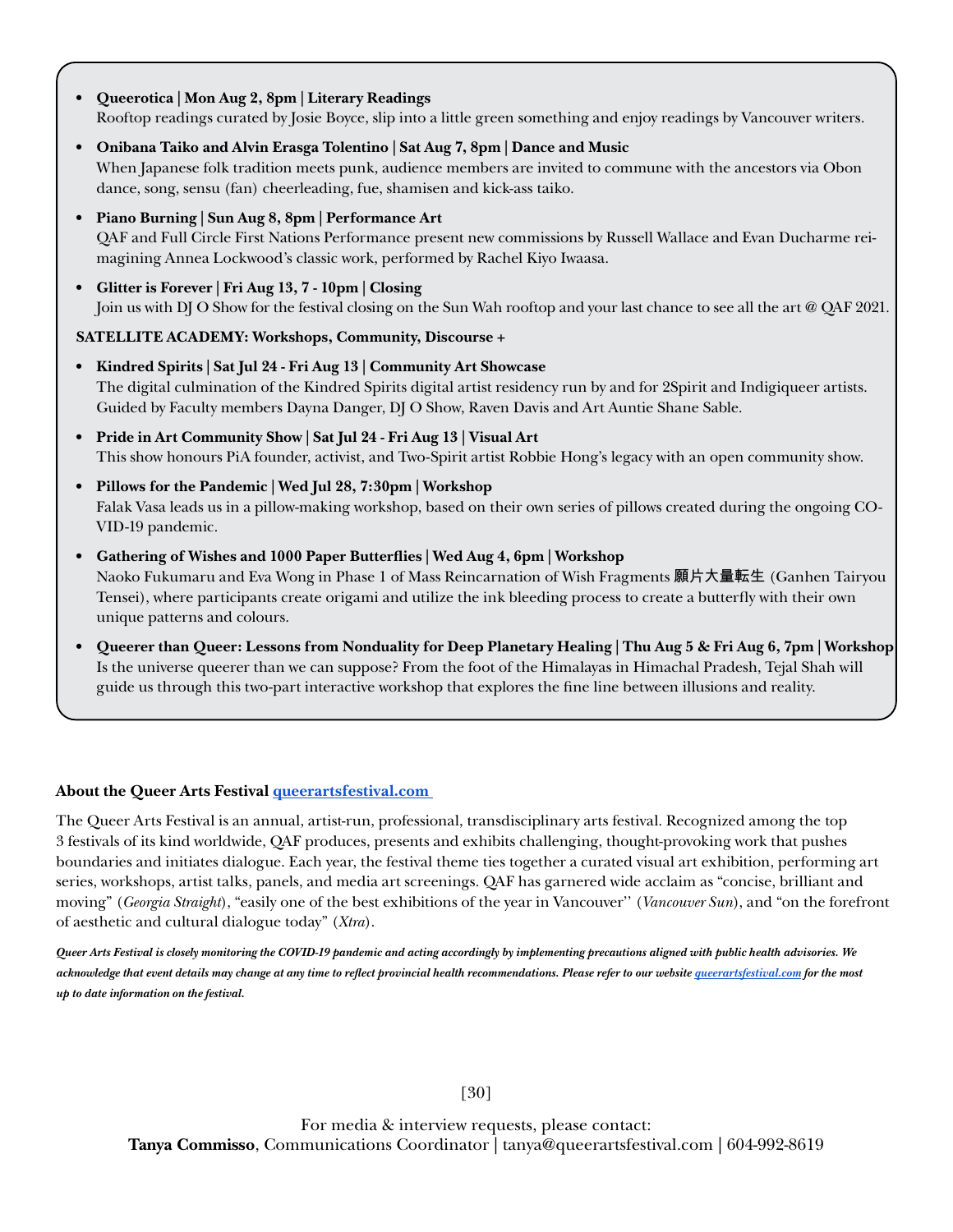- **Queerotica | Mon Aug 2, 8pm | Literary Readings**
  Rooftop readings curated by Josie Boyce, slip into a little green something and enjoy readings by Vancouver writers.
- **Onibana Taiko and Alvin Erasga Tolentino | Sat Aug 7, 8pm | Dance and Music**
  When Japanese folk tradition meets punk, audience members are invited to commune with the ancestors via Obon dance, song, sensu (fan) cheerleading, fue, shamisen and kick-ass taiko.
- **Piano Burning | Sun Aug 8, 8pm | Performance Art**
  QAF and Full Circle First Nations Performance present new commissions by Russell Wallace and Evan Ducharme reimagining Annea Lockwood's classic work, performed by Rachel Kiyo Iwaasa.
- **Glitter is Forever | Fri Aug 13, 7 - 10pm | Closing**
  Join us with DJ O Show for the festival closing on the Sun Wah rooftop and your last chance to see all the art @ QAF 2021.

**SATELLITE ACADEMY: Workshops, Community, Discourse +**

- **Kindred Spirits | Sat Jul 24 - Fri Aug 13 | Community Art Showcase**
  The digital culmination of the Kindred Spirits digital artist residency run by and for 2Spirit and Indigiqueer artists. Guided by Faculty members Dayna Danger, DJ O Show, Raven Davis and Art Auntie Shane Sable.
- **Pride in Art Community Show | Sat Jul 24 - Fri Aug 13 | Visual Art**
  This show honours PiA founder, activist, and Two-Spirit artist Robbie Hong's legacy with an open community show.
- **Pillows for the Pandemic | Wed Jul 28, 7:30pm | Workshop**
  Falak Vasa leads us in a pillow-making workshop, based on their own series of pillows created during the ongoing COVID-19 pandemic.
- **Gathering of Wishes and 1000 Paper Butterflies | Wed Aug 4, 6pm | Workshop**
  Naoko Fukumaru and Eva Wong in Phase 1 of Mass Reincarnation of Wish Fragments 願片大量転生 (Ganhen Tairyou Tensei), where participants create origami and utilize the ink bleeding process to create a butterfly with their own unique patterns and colours.
- **Queerer than Queer: Lessons from Nonduality for Deep Planetary Healing | Thu Aug 5 & Fri Aug 6, 7pm | Workshop**
  Is the universe queerer than we can suppose? From the foot of the Himalayas in Himachal Pradesh, Tejal Shah will guide us through this two-part interactive workshop that explores the fine line between illusions and reality.

**About the Queer Arts Festival [queerartsfestival.com](queerartsfestival.com)**

The Queer Arts Festival is an annual, artist-run, professional, transdisciplinary arts festival. Recognized among the top 3 festivals of its kind worldwide, QAF produces, presents and exhibits challenging, thought-provoking work that pushes boundaries and initiates dialogue. Each year, the festival theme ties together a curated visual art exhibition, performing art series, workshops, artist talks, panels, and media art screenings. QAF has garnered wide acclaim as "concise, brilliant and moving" (*Georgia Straight*), "easily one of the best exhibitions of the year in Vancouver'' (*Vancouver Sun*), and "on the forefront of aesthetic and cultural dialogue today" (*Xtra*).

***Queer Arts Festival is closely monitoring the COVID-19 pandemic and acting accordingly by implementing precautions aligned with public health advisories. We acknowledge that event details may change at any time to reflect provincial health recommendations. Please refer to our website [queerartsfestival.com](queerartsfestival.com) for the most up to date information on the festival.***

For media & interview requests, please contact:
**Tanya Commisso**, Communications Coordinator | tanya@queerartsfestival.com | 604-992-8619